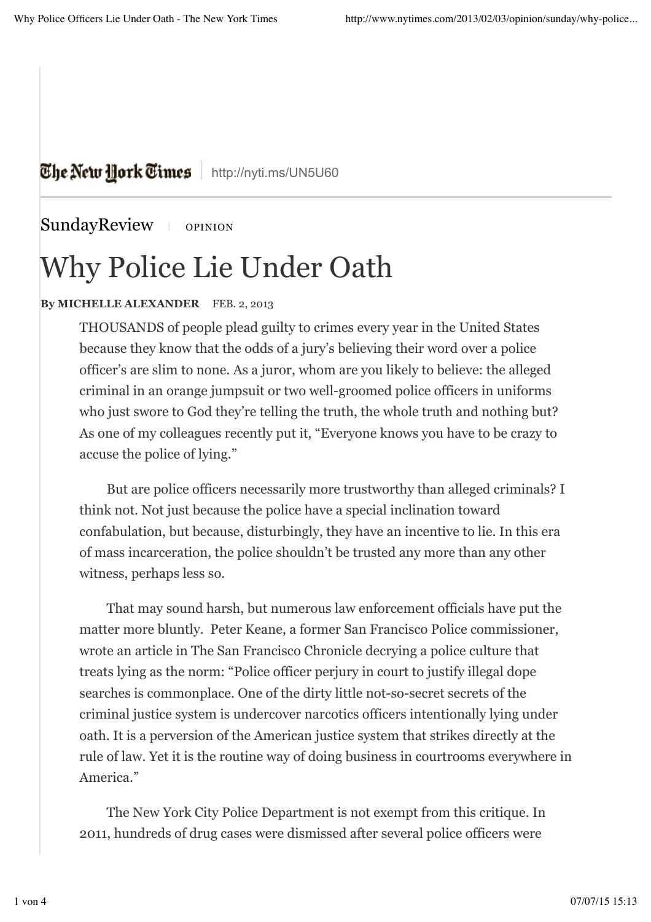The New York Times | http://nyti.ms/UN5U60

SundayReview | OPINION

# Why Police Lie Under Oath

**By MICHELLE ALEXANDER** FEB. 2, 2013

THOUSANDS of people plead guilty to crimes every year in the United States because they know that the odds of a jury's believing their word over a police officer's are slim to none. As a juror, whom are you likely to believe: the alleged criminal in an orange jumpsuit or two well-groomed police officers in uniforms who just swore to God they're telling the truth, the whole truth and nothing but? As one of my colleagues recently put it, "Everyone knows you have to be crazy to accuse the police of lying."

But are police officers necessarily more trustworthy than alleged criminals? I think not. Not just because the police have a special inclination toward confabulation, but because, disturbingly, they have an incentive to lie. In this era of mass incarceration, the police shouldn't be trusted any more than any other witness, perhaps less so.

That may sound harsh, but numerous law enforcement officials have put the matter more bluntly. Peter Keane, a former San Francisco Police commissioner, wrote an article in The San Francisco Chronicle decrying a police culture that treats lying as the norm: "Police officer perjury in court to justify illegal dope searches is commonplace. One of the dirty little not-so-secret secrets of the criminal justice system is undercover narcotics officers intentionally lying under oath. It is a perversion of the American justice system that strikes directly at the rule of law. Yet it is the routine way of doing business in courtrooms everywhere in America."

The New York City Police Department is not exempt from this critique. In 2011, hundreds of drug cases were dismissed after several police officers were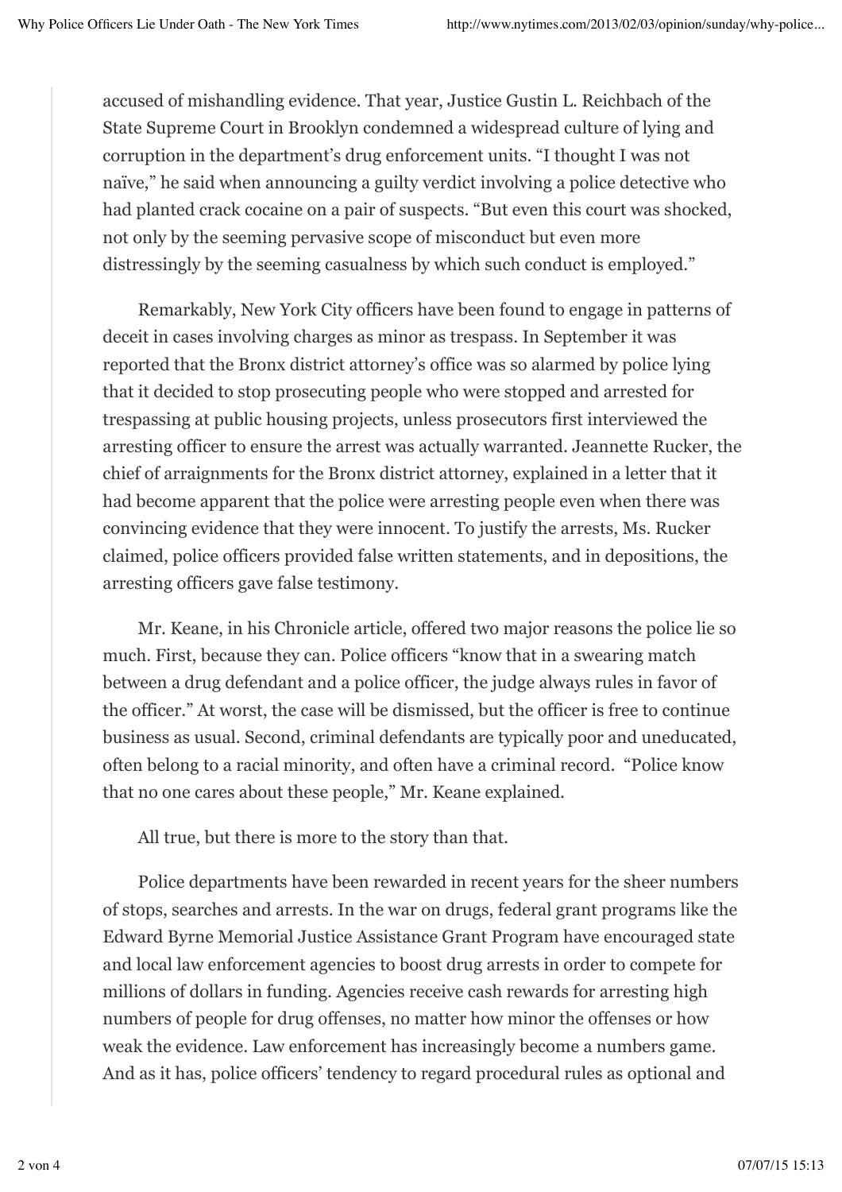accused of mishandling evidence. That year, Justice Gustin L. Reichbach of the State Supreme Court in Brooklyn condemned a widespread culture of lying and corruption in the department's drug enforcement units. "I thought I was not naïve," he said when announcing a guilty verdict involving a police detective who had planted crack cocaine on a pair of suspects. "But even this court was shocked, not only by the seeming pervasive scope of misconduct but even more distressingly by the seeming casualness by which such conduct is employed."

Remarkably, New York City officers have been found to engage in patterns of deceit in cases involving charges as minor as trespass. In September it was reported that the Bronx district attorney's office was so alarmed by police lying that it decided to stop prosecuting people who were stopped and arrested for trespassing at public housing projects, unless prosecutors first interviewed the arresting officer to ensure the arrest was actually warranted. Jeannette Rucker, the chief of arraignments for the Bronx district attorney, explained in a letter that it had become apparent that the police were arresting people even when there was convincing evidence that they were innocent. To justify the arrests, Ms. Rucker claimed, police officers provided false written statements, and in depositions, the arresting officers gave false testimony.

Mr. Keane, in his Chronicle article, offered two major reasons the police lie so much. First, because they can. Police officers "know that in a swearing match between a drug defendant and a police officer, the judge always rules in favor of the officer." At worst, the case will be dismissed, but the officer is free to continue business as usual. Second, criminal defendants are typically poor and uneducated, often belong to a racial minority, and often have a criminal record. "Police know that no one cares about these people," Mr. Keane explained.

All true, but there is more to the story than that.

Police departments have been rewarded in recent years for the sheer numbers of stops, searches and arrests. In the war on drugs, federal grant programs like the Edward Byrne Memorial Justice Assistance Grant Program have encouraged state and local law enforcement agencies to boost drug arrests in order to compete for millions of dollars in funding. Agencies receive cash rewards for arresting high numbers of people for drug offenses, no matter how minor the offenses or how weak the evidence. Law enforcement has increasingly become a numbers game. And as it has, police officers' tendency to regard procedural rules as optional and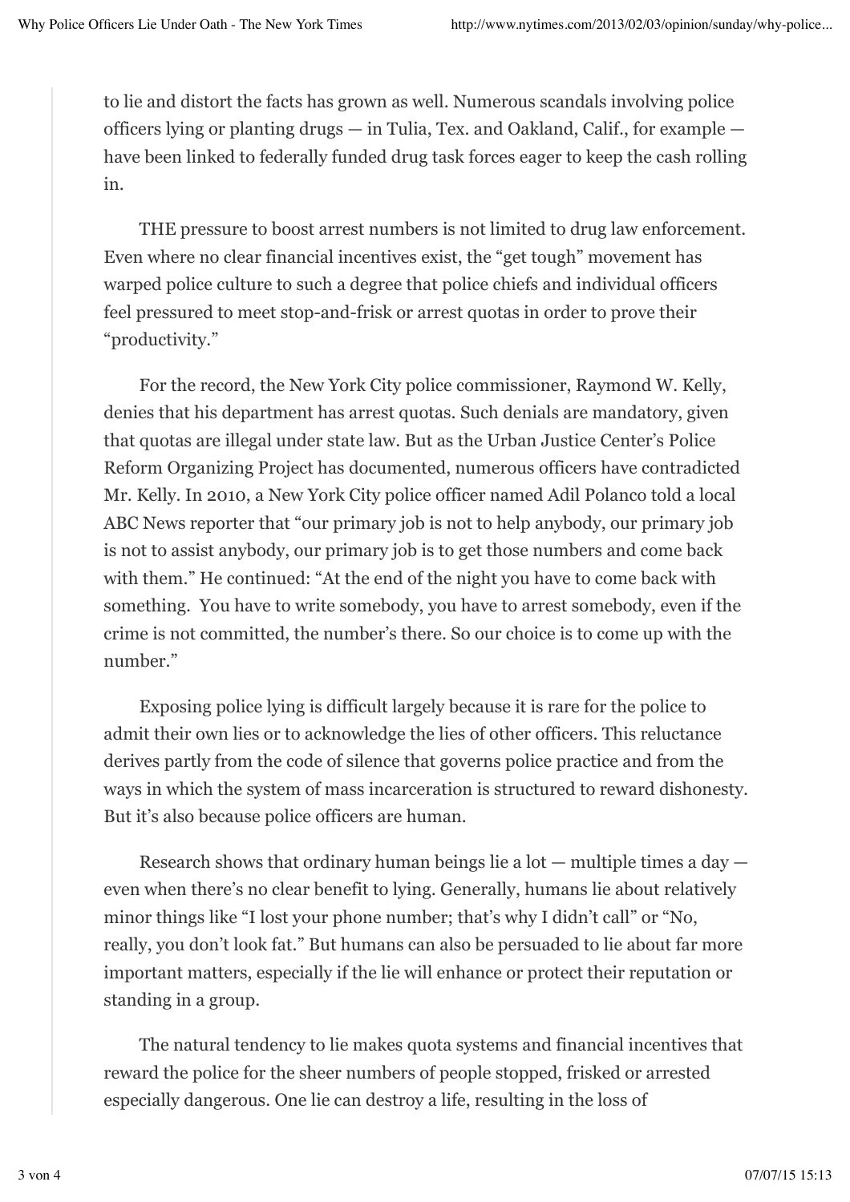to lie and distort the facts has grown as well. Numerous scandals involving police officers lying or planting drugs — in Tulia, Tex. and Oakland, Calif., for example — have been linked to federally funded drug task forces eager to keep the cash rolling in.

THE pressure to boost arrest numbers is not limited to drug law enforcement. Even where no clear financial incentives exist, the "get tough" movement has warped police culture to such a degree that police chiefs and individual officers feel pressured to meet stop-and-frisk or arrest quotas in order to prove their "productivity."

For the record, the New York City police commissioner, Raymond W. Kelly, denies that his department has arrest quotas. Such denials are mandatory, given that quotas are illegal under state law. But as the Urban Justice Center's Police Reform Organizing Project has documented, numerous officers have contradicted Mr. Kelly. In 2010, a New York City police officer named Adil Polanco told a local ABC News reporter that "our primary job is not to help anybody, our primary job is not to assist anybody, our primary job is to get those numbers and come back with them." He continued: "At the end of the night you have to come back with something. You have to write somebody, you have to arrest somebody, even if the crime is not committed, the number's there. So our choice is to come up with the number."

Exposing police lying is difficult largely because it is rare for the police to admit their own lies or to acknowledge the lies of other officers. This reluctance derives partly from the code of silence that governs police practice and from the ways in which the system of mass incarceration is structured to reward dishonesty. But it's also because police officers are human.

Research shows that ordinary human beings lie a lot — multiple times a day — even when there's no clear benefit to lying. Generally, humans lie about relatively minor things like "I lost your phone number; that's why I didn't call" or "No, really, you don't look fat." But humans can also be persuaded to lie about far more important matters, especially if the lie will enhance or protect their reputation or standing in a group.

The natural tendency to lie makes quota systems and financial incentives that reward the police for the sheer numbers of people stopped, frisked or arrested especially dangerous. One lie can destroy a life, resulting in the loss of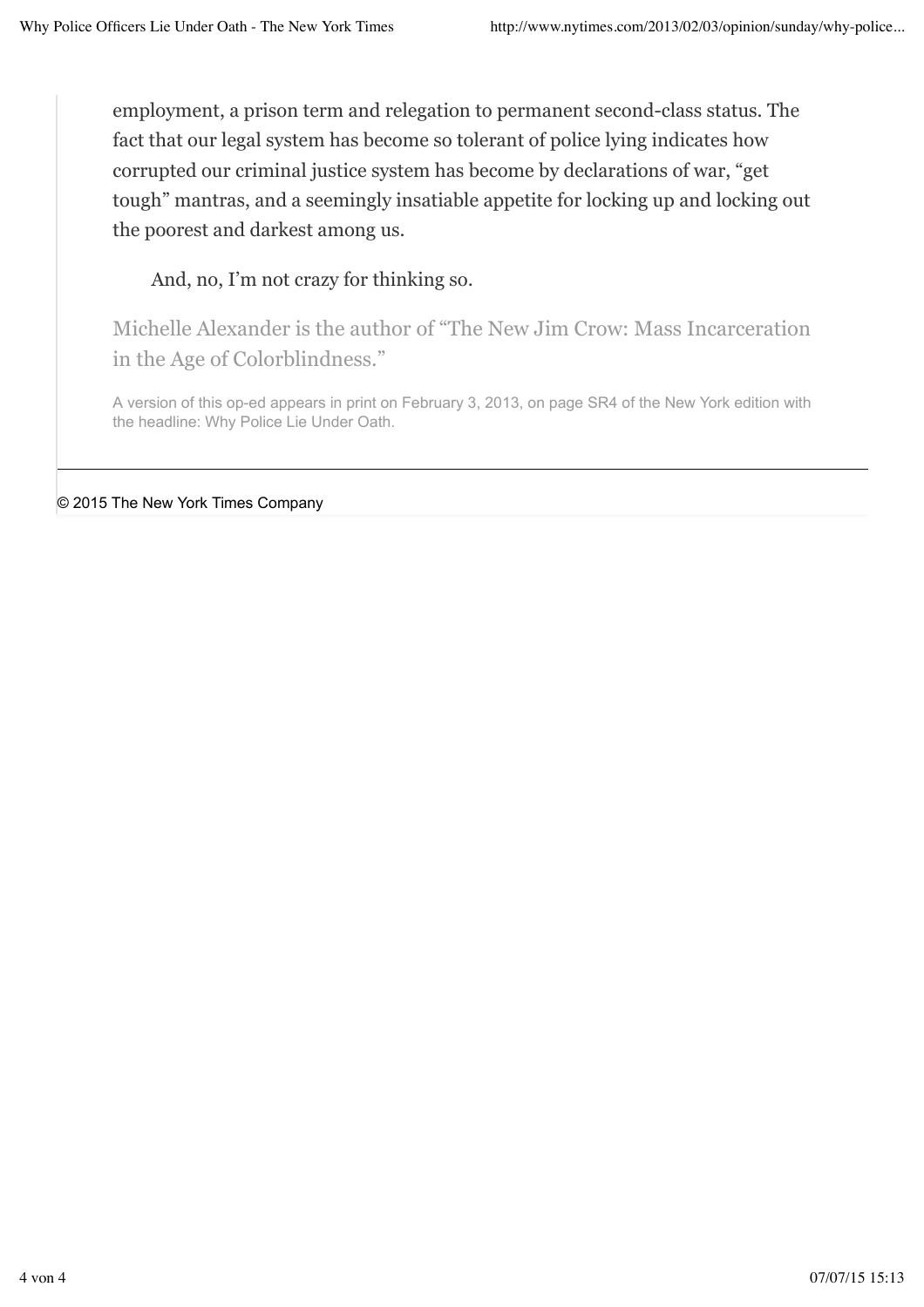employment, a prison term and relegation to permanent second-class status. The fact that our legal system has become so tolerant of police lying indicates how corrupted our criminal justice system has become by declarations of war, "get tough" mantras, and a seemingly insatiable appetite for locking up and locking out the poorest and darkest among us.

And, no, I'm not crazy for thinking so.

Michelle Alexander is the author of "The New Jim Crow: Mass Incarceration in the Age of Colorblindness."

A version of this op-ed appears in print on February 3, 2013, on page SR4 of the New York edition with the headline: Why Police Lie Under Oath.

© 2015 The New York Times Company